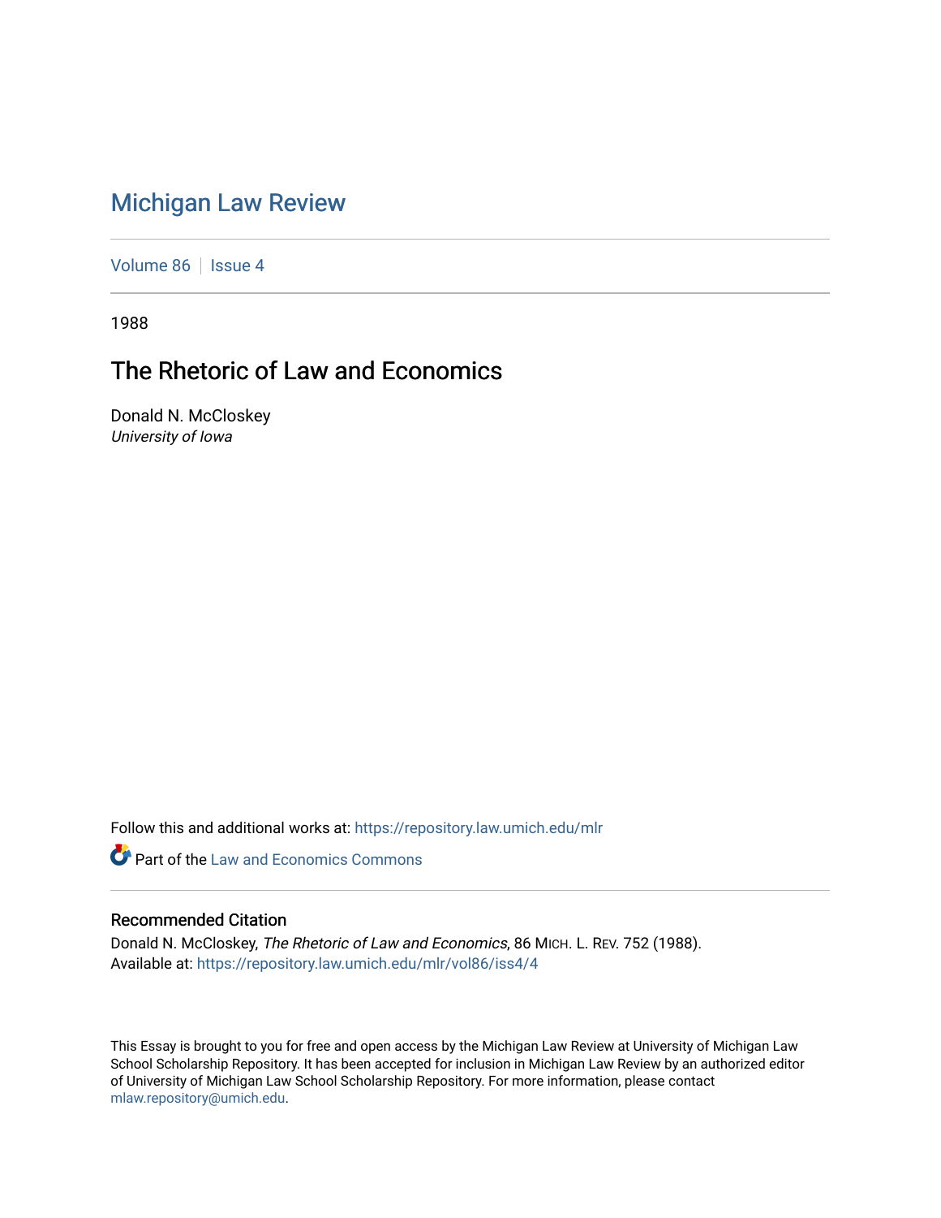# Michigan Law Review

Volume 86 | Issue 4

1988

## The Rhetoric of Law and Economics

Donald N. McCloskey
*University of Iowa*

Follow this and additional works at: https://repository.law.umich.edu/mlr

Part of the Law and Economics Commons

### Recommended Citation

Donald N. McCloskey, *The Rhetoric of Law and Economics*, 86 MICH. L. REV. 752 (1988).
Available at: https://repository.law.umich.edu/mlr/vol86/iss4/4

This Essay is brought to you for free and open access by the Michigan Law Review at University of Michigan Law School Scholarship Repository. It has been accepted for inclusion in Michigan Law Review by an authorized editor of University of Michigan Law School Scholarship Repository. For more information, please contact mlaw.repository@umich.edu.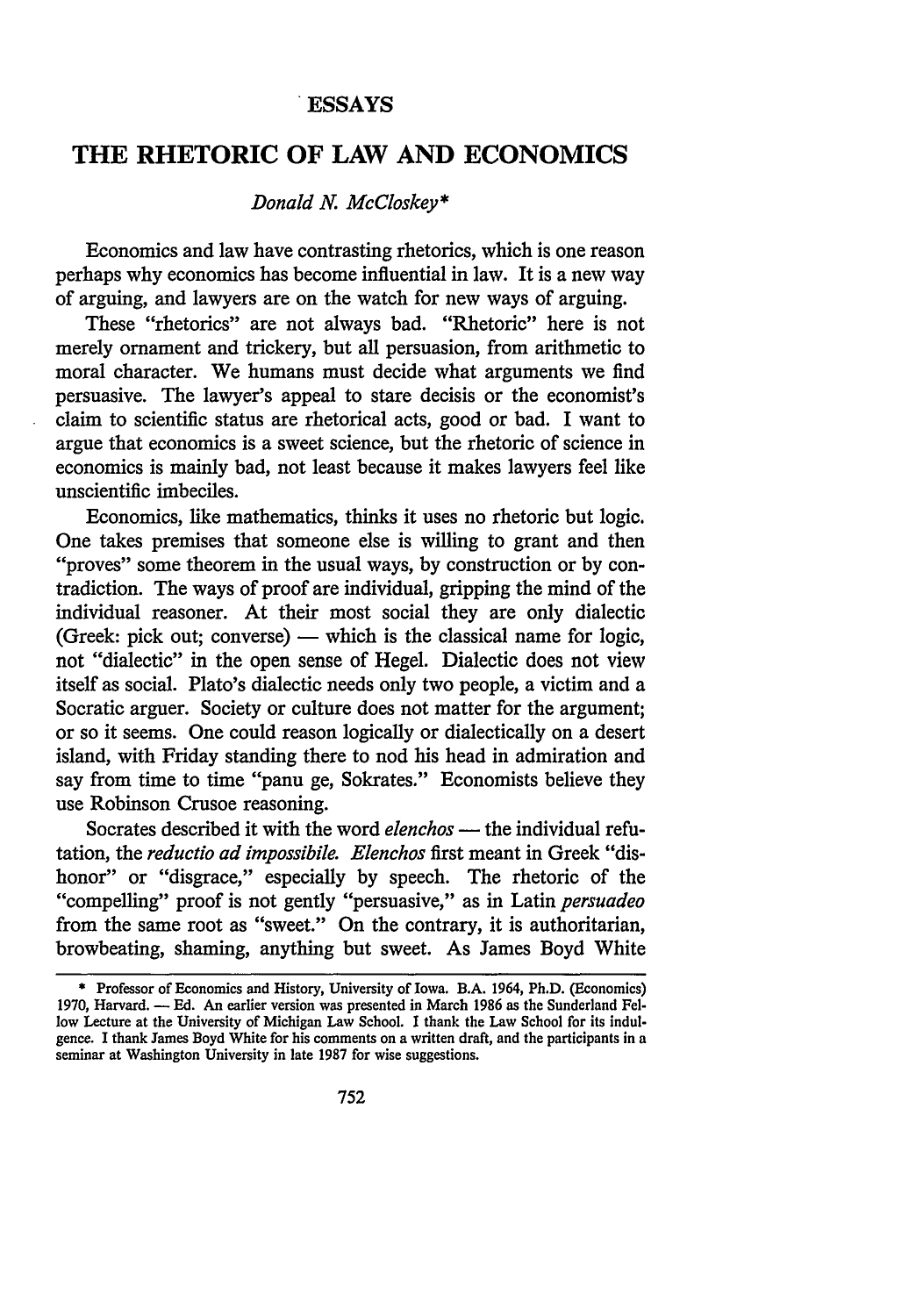ESSAYS

# THE RHETORIC OF LAW AND ECONOMICS

*Donald N. McCloskey**

Economics and law have contrasting rhetorics, which is one reason perhaps why economics has become influential in law. It is a new way of arguing, and lawyers are on the watch for new ways of arguing.

These "rhetorics" are not always bad. "Rhetoric" here is not merely ornament and trickery, but all persuasion, from arithmetic to moral character. We humans must decide what arguments we find persuasive. The lawyer's appeal to stare decisis or the economist's claim to scientific status are rhetorical acts, good or bad. I want to argue that economics is a sweet science, but the rhetoric of science in economics is mainly bad, not least because it makes lawyers feel like unscientific imbeciles.

Economics, like mathematics, thinks it uses no rhetoric but logic. One takes premises that someone else is willing to grant and then "proves" some theorem in the usual ways, by construction or by contradiction. The ways of proof are individual, gripping the mind of the individual reasoner. At their most social they are only dialectic (Greek: pick out; converse) — which is the classical name for logic, not "dialectic" in the open sense of Hegel. Dialectic does not view itself as social. Plato's dialectic needs only two people, a victim and a Socratic arguer. Society or culture does not matter for the argument; or so it seems. One could reason logically or dialectically on a desert island, with Friday standing there to nod his head in admiration and say from time to time "panu ge, Sokrates." Economists believe they use Robinson Crusoe reasoning.

Socrates described it with the word *elenchos* — the individual refutation, the *reductio ad impossibile*. *Elenchos* first meant in Greek "dishonor" or "disgrace," especially by speech. The rhetoric of the "compelling" proof is not gently "persuasive," as in Latin *persuadeo* from the same root as "sweet." On the contrary, it is authoritarian, browbeating, shaming, anything but sweet. As James Boyd White

---

\* Professor of Economics and History, University of Iowa. B.A. 1964, Ph.D. (Economics) 1970, Harvard. — Ed. An earlier version was presented in March 1986 as the Sunderland Fellow Lecture at the University of Michigan Law School. I thank the Law School for its indulgence. I thank James Boyd White for his comments on a written draft, and the participants in a seminar at Washington University in late 1987 for wise suggestions.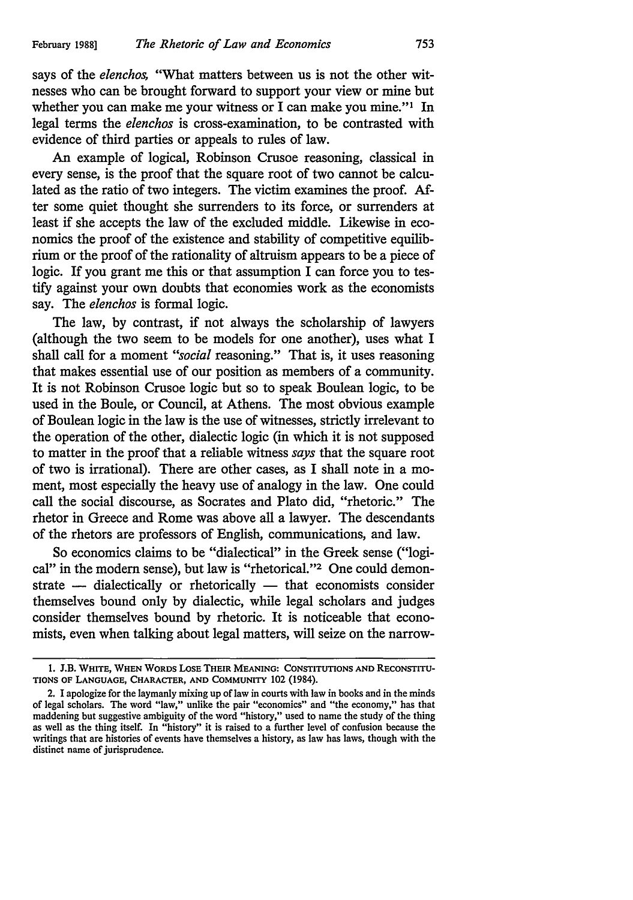says of the *elenchos*, "What matters between us is not the other witnesses who can be brought forward to support your view or mine but whether you can make me your witness or I can make you mine."[1] In legal terms the *elenchos* is cross-examination, to be contrasted with evidence of third parties or appeals to rules of law.

An example of logical, Robinson Crusoe reasoning, classical in every sense, is the proof that the square root of two cannot be calculated as the ratio of two integers. The victim examines the proof. After some quiet thought she surrenders to its force, or surrenders at least if she accepts the law of the excluded middle. Likewise in economics the proof of the existence and stability of competitive equilibrium or the proof of the rationality of altruism appears to be a piece of logic. If you grant me this or that assumption I can force you to testify against your own doubts that economies work as the economists say. The *elenchos* is formal logic.

The law, by contrast, if not always the scholarship of lawyers (although the two seem to be models for one another), uses what I shall call for a moment "*social* reasoning." That is, it uses reasoning that makes essential use of our position as members of a community. It is not Robinson Crusoe logic but so to speak Boulean logic, to be used in the Boule, or Council, at Athens. The most obvious example of Boulean logic in the law is the use of witnesses, strictly irrelevant to the operation of the other, dialectic logic (in which it is not supposed to matter in the proof that a reliable witness *says* that the square root of two is irrational). There are other cases, as I shall note in a moment, most especially the heavy use of analogy in the law. One could call the social discourse, as Socrates and Plato did, "rhetoric." The rhetor in Greece and Rome was above all a lawyer. The descendants of the rhetors are professors of English, communications, and law.

So economics claims to be "dialectical" in the Greek sense ("logical" in the modern sense), but law is "rhetorical."[2] One could demonstrate — dialectically or rhetorically — that economists consider themselves bound only by dialectic, while legal scholars and judges consider themselves bound by rhetoric. It is noticeable that economists, even when talking about legal matters, will seize on the narrow-

---

1. J.B. White, When Words Lose Their Meaning: Constitutions and Reconstitutions of Language, Character, and Community 102 (1984).

2. I apologize for the laymanly mixing up of law in courts with law in books and in the minds of legal scholars. The word "law," unlike the pair "economics" and "the economy," has that maddening but suggestive ambiguity of the word "history," used to name the study of the thing as well as the thing itself. In "history" it is raised to a further level of confusion because the writings that are histories of events have themselves a history, as law has laws, though with the distinct name of jurisprudence.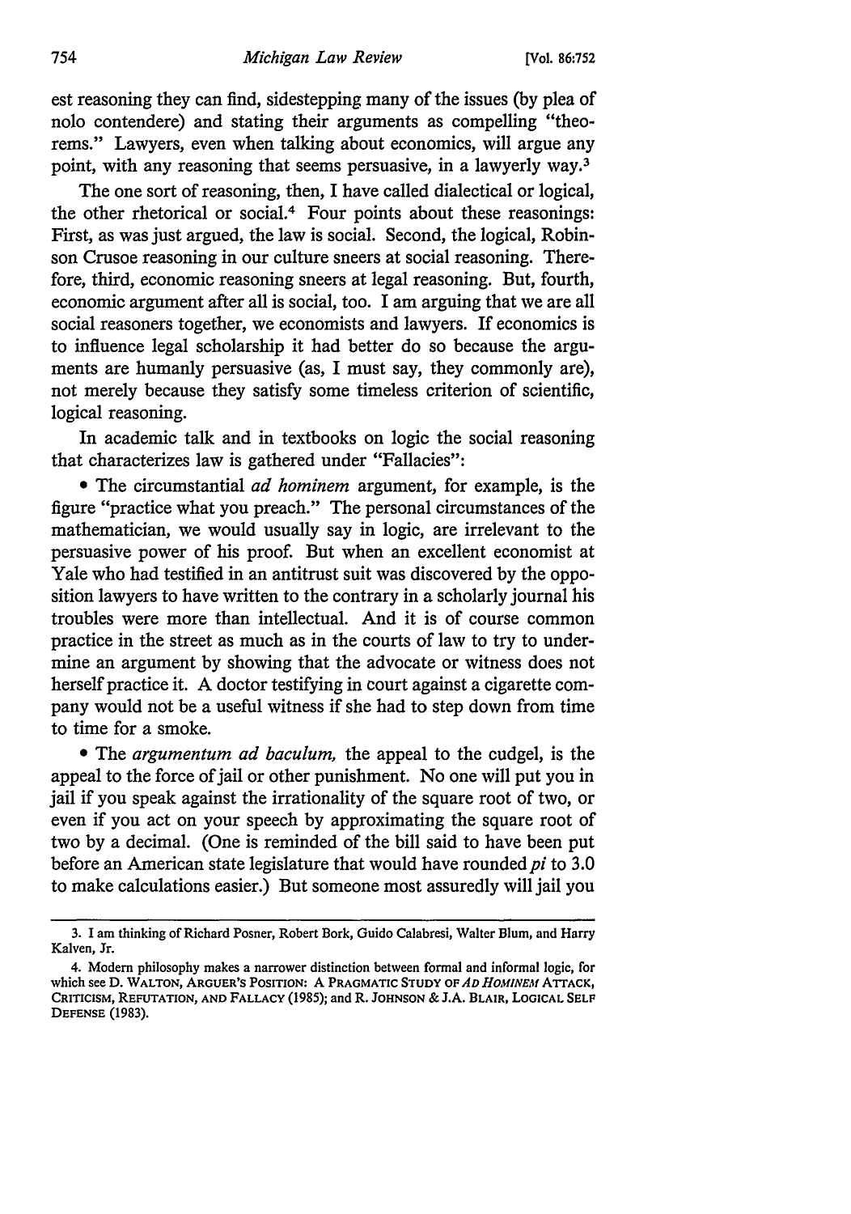est reasoning they can find, sidestepping many of the issues (by plea of nolo contendere) and stating their arguments as compelling "theorems." Lawyers, even when talking about economics, will argue any point, with any reasoning that seems persuasive, in a lawyerly way.[3]

The one sort of reasoning, then, I have called dialectical or logical, the other rhetorical or social.[4] Four points about these reasonings: First, as was just argued, the law is social. Second, the logical, Robinson Crusoe reasoning in our culture sneers at social reasoning. Therefore, third, economic reasoning sneers at legal reasoning. But, fourth, economic argument after all is social, too. I am arguing that we are all social reasoners together, we economists and lawyers. If economics is to influence legal scholarship it had better do so because the arguments are humanly persuasive (as, I must say, they commonly are), not merely because they satisfy some timeless criterion of scientific, logical reasoning.

In academic talk and in textbooks on logic the social reasoning that characterizes law is gathered under "Fallacies":

- The circumstantial *ad hominem* argument, for example, is the figure "practice what you preach." The personal circumstances of the mathematician, we would usually say in logic, are irrelevant to the persuasive power of his proof. But when an excellent economist at Yale who had testified in an antitrust suit was discovered by the opposition lawyers to have written to the contrary in a scholarly journal his troubles were more than intellectual. And it is of course common practice in the street as much as in the courts of law to try to undermine an argument by showing that the advocate or witness does not herself practice it. A doctor testifying in court against a cigarette company would not be a useful witness if she had to step down from time to time for a smoke.

- The *argumentum ad baculum,* the appeal to the cudgel, is the appeal to the force of jail or other punishment. No one will put you in jail if you speak against the irrationality of the square root of two, or even if you act on your speech by approximating the square root of two by a decimal. (One is reminded of the bill said to have been put before an American state legislature that would have rounded *pi* to 3.0 to make calculations easier.) But someone most assuredly will jail you

---

3. I am thinking of Richard Posner, Robert Bork, Guido Calabresi, Walter Blum, and Harry Kalven, Jr.

4. Modern philosophy makes a narrower distinction between formal and informal logic, for which see D. WALTON, ARGUER'S POSITION: A PRAGMATIC STUDY OF *AD HOMINEM* ATTACK, CRITICISM, REFUTATION, AND FALLACY (1985); and R. JOHNSON & J.A. BLAIR, LOGICAL SELF DEFENSE (1983).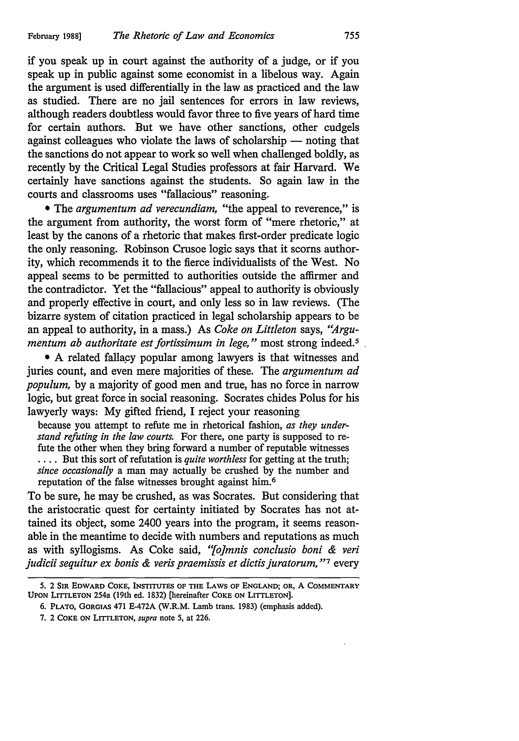if you speak up in court against the authority of a judge, or if you speak up in public against some economist in a libelous way. Again the argument is used differentially in the law as practiced and the law as studied. There are no jail sentences for errors in law reviews, although readers doubtless would favor three to five years of hard time for certain authors. But we have other sanctions, other cudgels against colleagues who violate the laws of scholarship — noting that the sanctions do not appear to work so well when challenged boldly, as recently by the Critical Legal Studies professors at fair Harvard. We certainly have sanctions against the students. So again law in the courts and classrooms uses "fallacious" reasoning.

- The *argumentum ad verecundiam,* "the appeal to reverence," is the argument from authority, the worst form of "mere rhetoric," at least by the canons of a rhetoric that makes first-order predicate logic the only reasoning. Robinson Crusoe logic says that it scorns authority, which recommends it to the fierce individualists of the West. No appeal seems to be permitted to authorities outside the affirmer and the contradictor. Yet the "fallacious" appeal to authority is obviously and properly effective in court, and only less so in law reviews. (The bizarre system of citation practiced in legal scholarship appears to be an appeal to authority, in a mass.) As *Coke on Littleton* says, *"Argumentum ab authoritate est fortissimum in lege,"* most strong indeed.[5]

- A related fallacy popular among lawyers is that witnesses and juries count, and even mere majorities of these. The *argumentum ad populum,* by a majority of good men and true, has no force in narrow logic, but great force in social reasoning. Socrates chides Polus for his lawyerly ways: My gifted friend, I reject your reasoning

> because you attempt to refute me in rhetorical fashion, *as they understand refuting in the law courts.* For there, one party is supposed to refute the other when they bring forward a number of reputable witnesses .... But this sort of refutation is *quite worthless* for getting at the truth; *since occasionally* a man may actually be crushed by the number and reputation of the false witnesses brought against him.[6]

To be sure, he may be crushed, as was Socrates. But considering that the aristocratic quest for certainty initiated by Socrates has not attained its object, some 2400 years into the program, it seems reasonable in the meantime to decide with numbers and reputations as much as with syllogisms. As Coke said, *"[o]mnis conclusio boni & veri judicii sequitur ex bonis & veris praemissis et dictis juratorum,"*[7] every

---

5. 2 SIR EDWARD COKE, INSTITUTES OF THE LAWS OF ENGLAND; OR, A COMMENTARY UPON LITTLETON 254a (19th ed. 1832) [hereinafter COKE ON LITTLETON].

6. PLATO, GORGIAS 471 E-472A (W.R.M. Lamb trans. 1983) (emphasis added).

7. 2 COKE ON LITTLETON, *supra* note 5, at 226.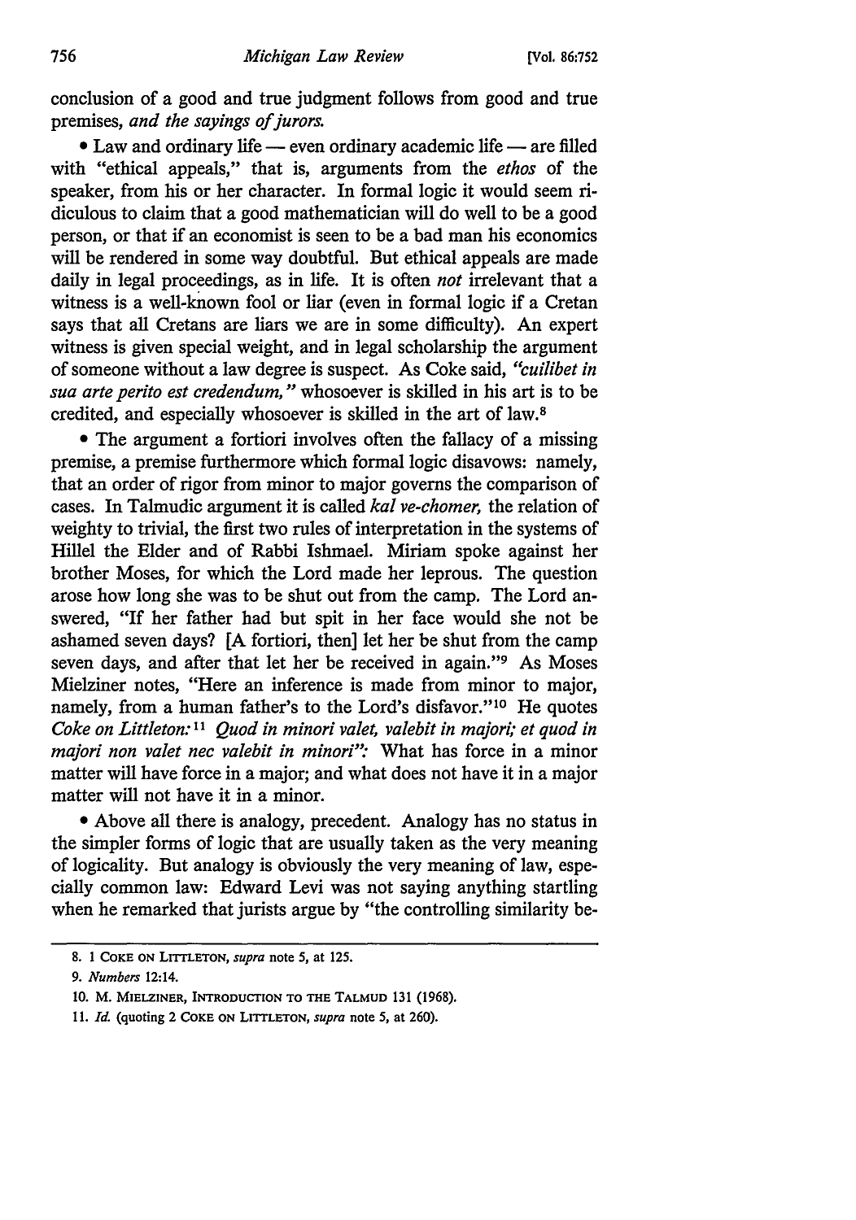conclusion of a good and true judgment follows from good and true premises, *and the sayings of jurors.*

- Law and ordinary life — even ordinary academic life — are filled with "ethical appeals," that is, arguments from the *ethos* of the speaker, from his or her character. In formal logic it would seem ridiculous to claim that a good mathematician will do well to be a good person, or that if an economist is seen to be a bad man his economics will be rendered in some way doubtful. But ethical appeals are made daily in legal proceedings, as in life. It is often *not* irrelevant that a witness is a well-known fool or liar (even in formal logic if a Cretan says that all Cretans are liars we are in some difficulty). An expert witness is given special weight, and in legal scholarship the argument of someone without a law degree is suspect. As Coke said, *"cuilibet in sua arte perito est credendum,"* whosoever is skilled in his art is to be credited, and especially whosoever is skilled in the art of law.[8]

- The argument a fortiori involves often the fallacy of a missing premise, a premise furthermore which formal logic disavows: namely, that an order of rigor from minor to major governs the comparison of cases. In Talmudic argument it is called *kal ve-chomer,* the relation of weighty to trivial, the first two rules of interpretation in the systems of Hillel the Elder and of Rabbi Ishmael. Miriam spoke against her brother Moses, for which the Lord made her leprous. The question arose how long she was to be shut out from the camp. The Lord answered, "If her father had but spit in her face would she not be ashamed seven days? [A fortiori, then] let her be shut from the camp seven days, and after that let her be received in again."[9] As Moses Mielziner notes, "Here an inference is made from minor to major, namely, from a human father's to the Lord's disfavor."[10] He quotes *Coke on Littleton:*[11] *Quod in minori valet, valebit in majori; et quod in majori non valet nec valebit in minori":* What has force in a minor matter will have force in a major; and what does not have it in a major matter will not have it in a minor.

- Above all there is analogy, precedent. Analogy has no status in the simpler forms of logic that are usually taken as the very meaning of logicality. But analogy is obviously the very meaning of law, especially common law: Edward Levi was not saying anything startling when he remarked that jurists argue by "the controlling similarity be-

---

8. 1 COKE ON LITTLETON, *supra* note 5, at 125.

9. *Numbers* 12:14.

10. M. MIELZINER, INTRODUCTION TO THE TALMUD 131 (1968).

11. *Id.* (quoting 2 COKE ON LITTLETON, *supra* note 5, at 260).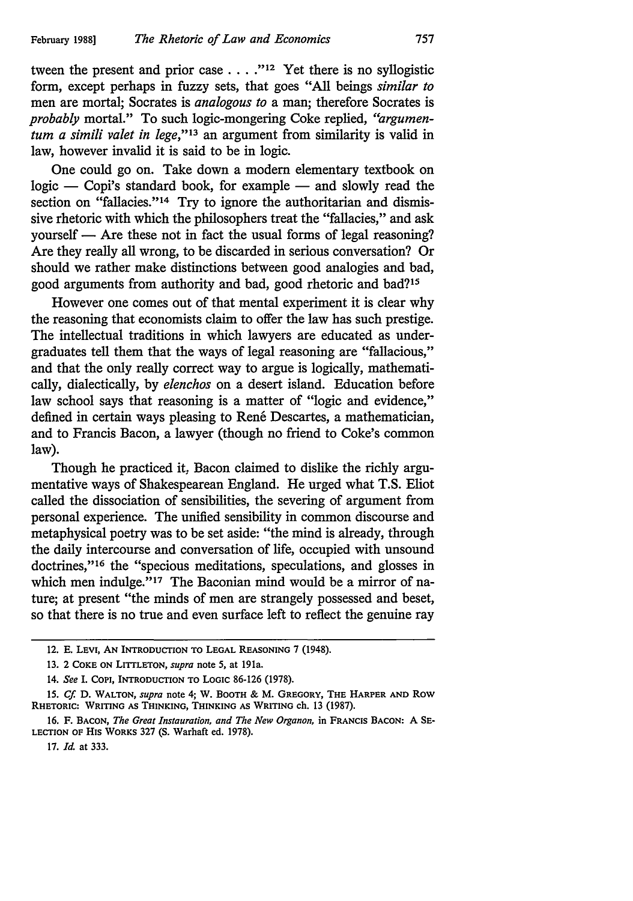tween the present and prior case . . . ."[12] Yet there is no syllogistic form, except perhaps in fuzzy sets, that goes "All beings *similar to* men are mortal; Socrates is *analogous to* a man; therefore Socrates is *probably* mortal." To such logic-mongering Coke replied, *"argumentum a simili valet in lege,"*[13] an argument from similarity is valid in law, however invalid it is said to be in logic.

One could go on. Take down a modern elementary textbook on logic — Copi's standard book, for example — and slowly read the section on "fallacies."[14] Try to ignore the authoritarian and dismissive rhetoric with which the philosophers treat the "fallacies," and ask yourself — Are these not in fact the usual forms of legal reasoning? Are they really all wrong, to be discarded in serious conversation? Or should we rather make distinctions between good analogies and bad, good arguments from authority and bad, good rhetoric and bad?[15]

However one comes out of that mental experiment it is clear why the reasoning that economists claim to offer the law has such prestige. The intellectual traditions in which lawyers are educated as undergraduates tell them that the ways of legal reasoning are "fallacious," and that the only really correct way to argue is logically, mathematically, dialectically, by *elenchos* on a desert island. Education before law school says that reasoning is a matter of "logic and evidence," defined in certain ways pleasing to René Descartes, a mathematician, and to Francis Bacon, a lawyer (though no friend to Coke's common law).

Though he practiced it, Bacon claimed to dislike the richly argumentative ways of Shakespearean England. He urged what T.S. Eliot called the dissociation of sensibilities, the severing of argument from personal experience. The unified sensibility in common discourse and metaphysical poetry was to be set aside: "the mind is already, through the daily intercourse and conversation of life, occupied with unsound doctrines,"[16] the "specious meditations, speculations, and glosses in which men indulge."[17] The Baconian mind would be a mirror of nature; at present "the minds of men are strangely possessed and beset, so that there is no true and even surface left to reflect the genuine ray

---

12. E. LEVI, AN INTRODUCTION TO LEGAL REASONING 7 (1948).

13. 2 COKE ON LITTLETON, *supra* note 5, at 191a.

14. *See* I. COPI, INTRODUCTION TO LOGIC 86-126 (1978).

15. *Cf.* D. WALTON, *supra* note 4; W. BOOTH & M. GREGORY, THE HARPER AND ROW RHETORIC: WRITING AS THINKING, THINKING AS WRITING ch. 13 (1987).

16. F. BACON, *The Great Instauration, and The New Organon,* in FRANCIS BACON: A SELECTION OF HIS WORKS 327 (S. Warhaft ed. 1978).

17. *Id.* at 333.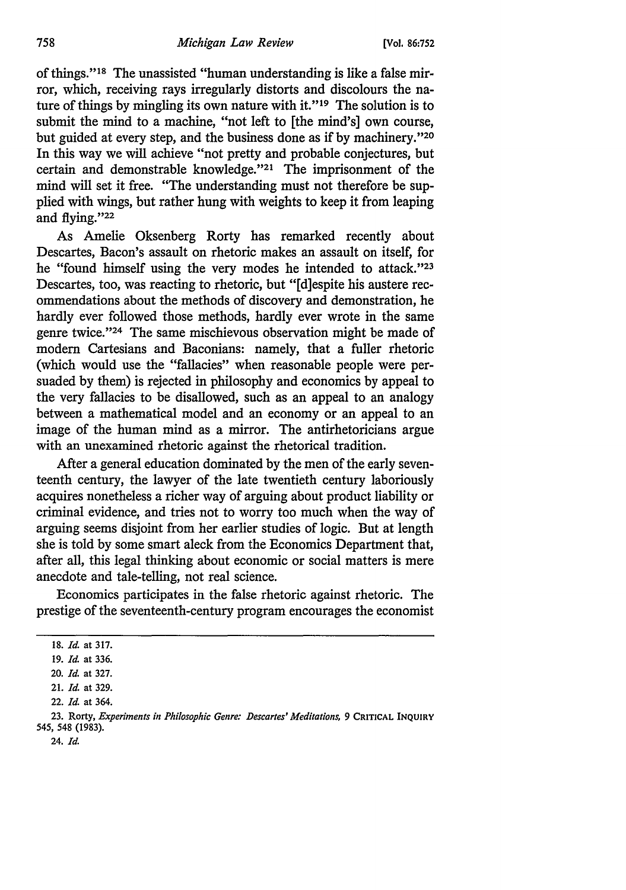of things."[18] The unassisted "human understanding is like a false mirror, which, receiving rays irregularly distorts and discolours the nature of things by mingling its own nature with it."[19] The solution is to submit the mind to a machine, "not left to [the mind's] own course, but guided at every step, and the business done as if by machinery."[20] In this way we will achieve "not pretty and probable conjectures, but certain and demonstrable knowledge."[21] The imprisonment of the mind will set it free. "The understanding must not therefore be supplied with wings, but rather hung with weights to keep it from leaping and flying."[22]

As Amelie Oksenberg Rorty has remarked recently about Descartes, Bacon's assault on rhetoric makes an assault on itself, for he "found himself using the very modes he intended to attack."[23] Descartes, too, was reacting to rhetoric, but "[d]espite his austere recommendations about the methods of discovery and demonstration, he hardly ever followed those methods, hardly ever wrote in the same genre twice."[24] The same mischievous observation might be made of modern Cartesians and Baconians: namely, that a fuller rhetoric (which would use the "fallacies" when reasonable people were persuaded by them) is rejected in philosophy and economics by appeal to the very fallacies to be disallowed, such as an appeal to an analogy between a mathematical model and an economy or an appeal to an image of the human mind as a mirror. The antirhetoricians argue with an unexamined rhetoric against the rhetorical tradition.

After a general education dominated by the men of the early seventeenth century, the lawyer of the late twentieth century laboriously acquires nonetheless a richer way of arguing about product liability or criminal evidence, and tries not to worry too much when the way of arguing seems disjoint from her earlier studies of logic. But at length she is told by some smart aleck from the Economics Department that, after all, this legal thinking about economic or social matters is mere anecdote and tale-telling, not real science.

Economics participates in the false rhetoric against rhetoric. The prestige of the seventeenth-century program encourages the economist

18. *Id.* at 317.

19. *Id.* at 336.

20. *Id.* at 327.

21. *Id.* at 329.

22. *Id.* at 364.

23. Rorty, *Experiments in Philosophic Genre: Descartes' Meditations*, 9 CRITICAL INQUIRY 545, 548 (1983).

24. *Id.*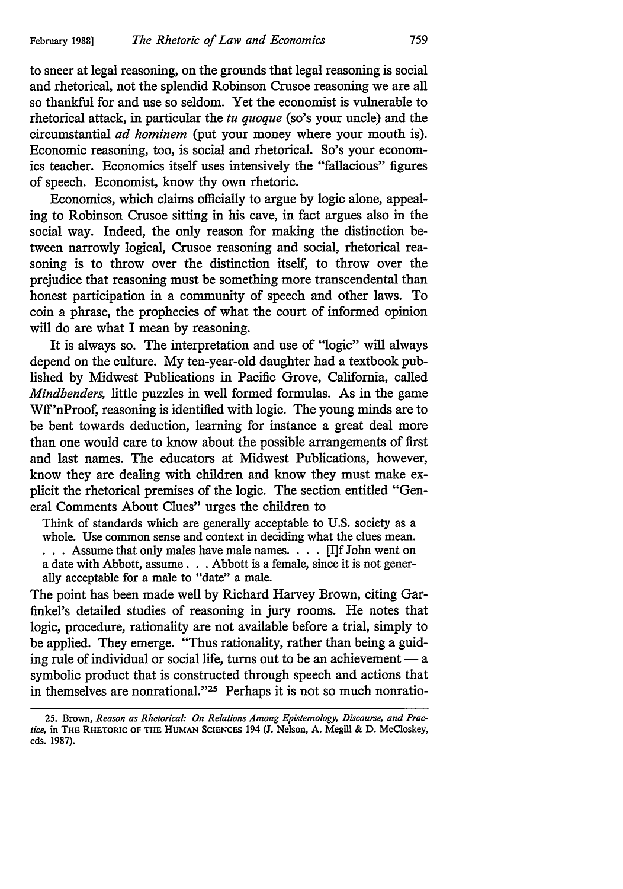to sneer at legal reasoning, on the grounds that legal reasoning is social and rhetorical, not the splendid Robinson Crusoe reasoning we are all so thankful for and use so seldom. Yet the economist is vulnerable to rhetorical attack, in particular the *tu quoque* (so's your uncle) and the circumstantial *ad hominem* (put your money where your mouth is). Economic reasoning, too, is social and rhetorical. So's your economics teacher. Economics itself uses intensively the "fallacious" figures of speech. Economist, know thy own rhetoric.

Economics, which claims officially to argue by logic alone, appealing to Robinson Crusoe sitting in his cave, in fact argues also in the social way. Indeed, the only reason for making the distinction between narrowly logical, Crusoe reasoning and social, rhetorical reasoning is to throw over the distinction itself, to throw over the prejudice that reasoning must be something more transcendental than honest participation in a community of speech and other laws. To coin a phrase, the prophecies of what the court of informed opinion will do are what I mean by reasoning.

It is always so. The interpretation and use of "logic" will always depend on the culture. My ten-year-old daughter had a textbook published by Midwest Publications in Pacific Grove, California, called *Mindbenders,* little puzzles in well formed formulas. As in the game Wff'nProof, reasoning is identified with logic. The young minds are to be bent towards deduction, learning for instance a great deal more than one would care to know about the possible arrangements of first and last names. The educators at Midwest Publications, however, know they are dealing with children and know they must make explicit the rhetorical premises of the logic. The section entitled "General Comments About Clues" urges the children to

> Think of standards which are generally acceptable to U.S. society as a whole. Use common sense and context in deciding what the clues mean. . . . Assume that only males have male names. . . . [I]f John went on a date with Abbott, assume . . . Abbott is a female, since it is not generally acceptable for a male to "date" a male.

The point has been made well by Richard Harvey Brown, citing Garfinkel's detailed studies of reasoning in jury rooms. He notes that logic, procedure, rationality are not available before a trial, simply to be applied. They emerge. "Thus rationality, rather than being a guiding rule of individual or social life, turns out to be an achievement — a symbolic product that is constructed through speech and actions that in themselves are nonrational."[25] Perhaps it is not so much nonratio-

---

25. Brown, *Reason as Rhetorical: On Relations Among Epistemology, Discourse, and Practice,* in THE RHETORIC OF THE HUMAN SCIENCES 194 (J. Nelson, A. Megill & D. McCloskey, eds. 1987).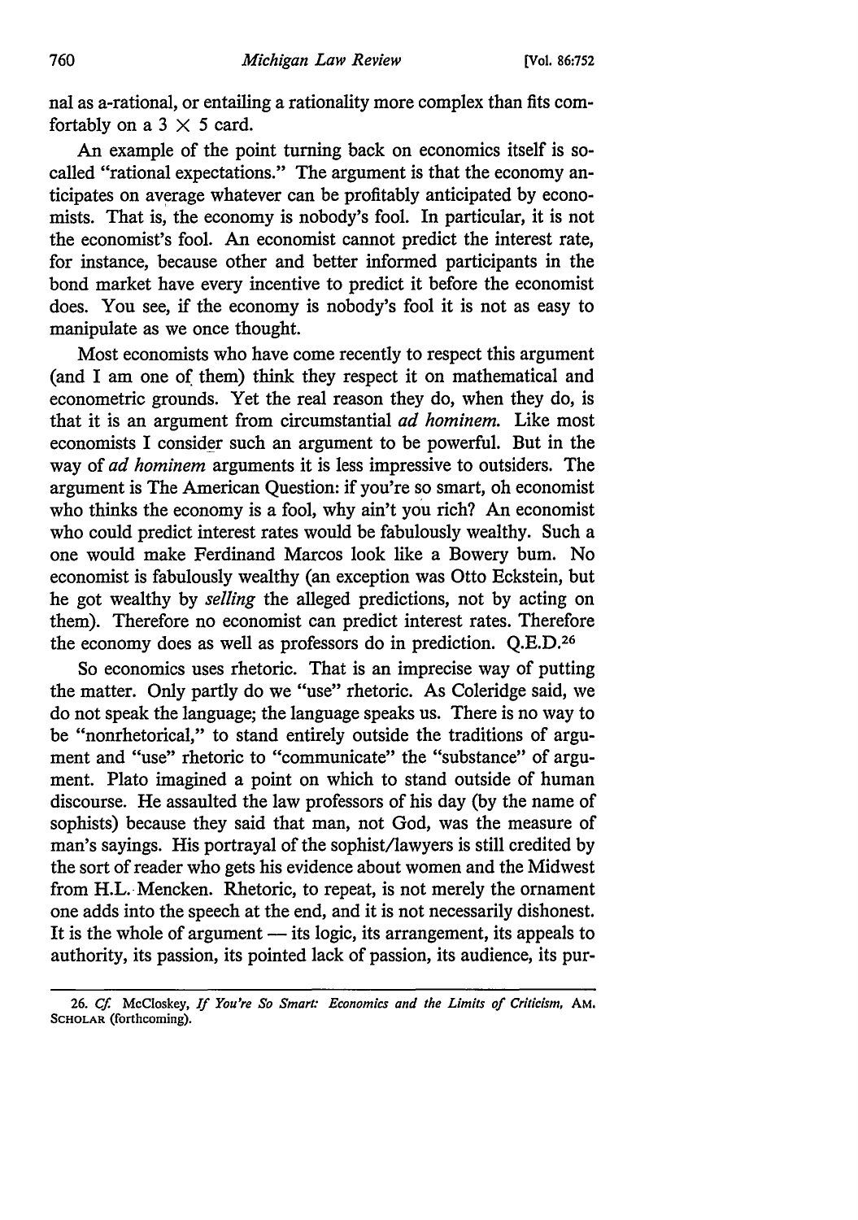nal as a-rational, or entailing a rationality more complex than fits comfortably on a 3 × 5 card.

An example of the point turning back on economics itself is so-called "rational expectations." The argument is that the economy anticipates on average whatever can be profitably anticipated by economists. That is, the economy is nobody's fool. In particular, it is not the economist's fool. An economist cannot predict the interest rate, for instance, because other and better informed participants in the bond market have every incentive to predict it before the economist does. You see, if the economy is nobody's fool it is not as easy to manipulate as we once thought.

Most economists who have come recently to respect this argument (and I am one of them) think they respect it on mathematical and econometric grounds. Yet the real reason they do, when they do, is that it is an argument from circumstantial *ad hominem.* Like most economists I consider such an argument to be powerful. But in the way of *ad hominem* arguments it is less impressive to outsiders. The argument is The American Question: if you're so smart, oh economist who thinks the economy is a fool, why ain't you rich? An economist who could predict interest rates would be fabulously wealthy. Such a one would make Ferdinand Marcos look like a Bowery bum. No economist is fabulously wealthy (an exception was Otto Eckstein, but he got wealthy by *selling* the alleged predictions, not by acting on them). Therefore no economist can predict interest rates. Therefore the economy does as well as professors do in prediction. Q.E.D.[26]

So economics uses rhetoric. That is an imprecise way of putting the matter. Only partly do we "use" rhetoric. As Coleridge said, we do not speak the language; the language speaks us. There is no way to be "nonrhetorical," to stand entirely outside the traditions of argument and "use" rhetoric to "communicate" the "substance" of argument. Plato imagined a point on which to stand outside of human discourse. He assaulted the law professors of his day (by the name of sophists) because they said that man, not God, was the measure of man's sayings. His portrayal of the sophist/lawyers is still credited by the sort of reader who gets his evidence about women and the Midwest from H.L. Mencken. Rhetoric, to repeat, is not merely the ornament one adds into the speech at the end, and it is not necessarily dishonest. It is the whole of argument — its logic, its arrangement, its appeals to authority, its passion, its pointed lack of passion, its audience, its pur-

26. *Cf.* McCloskey, *If You're So Smart: Economics and the Limits of Criticism,* AM. SCHOLAR (forthcoming).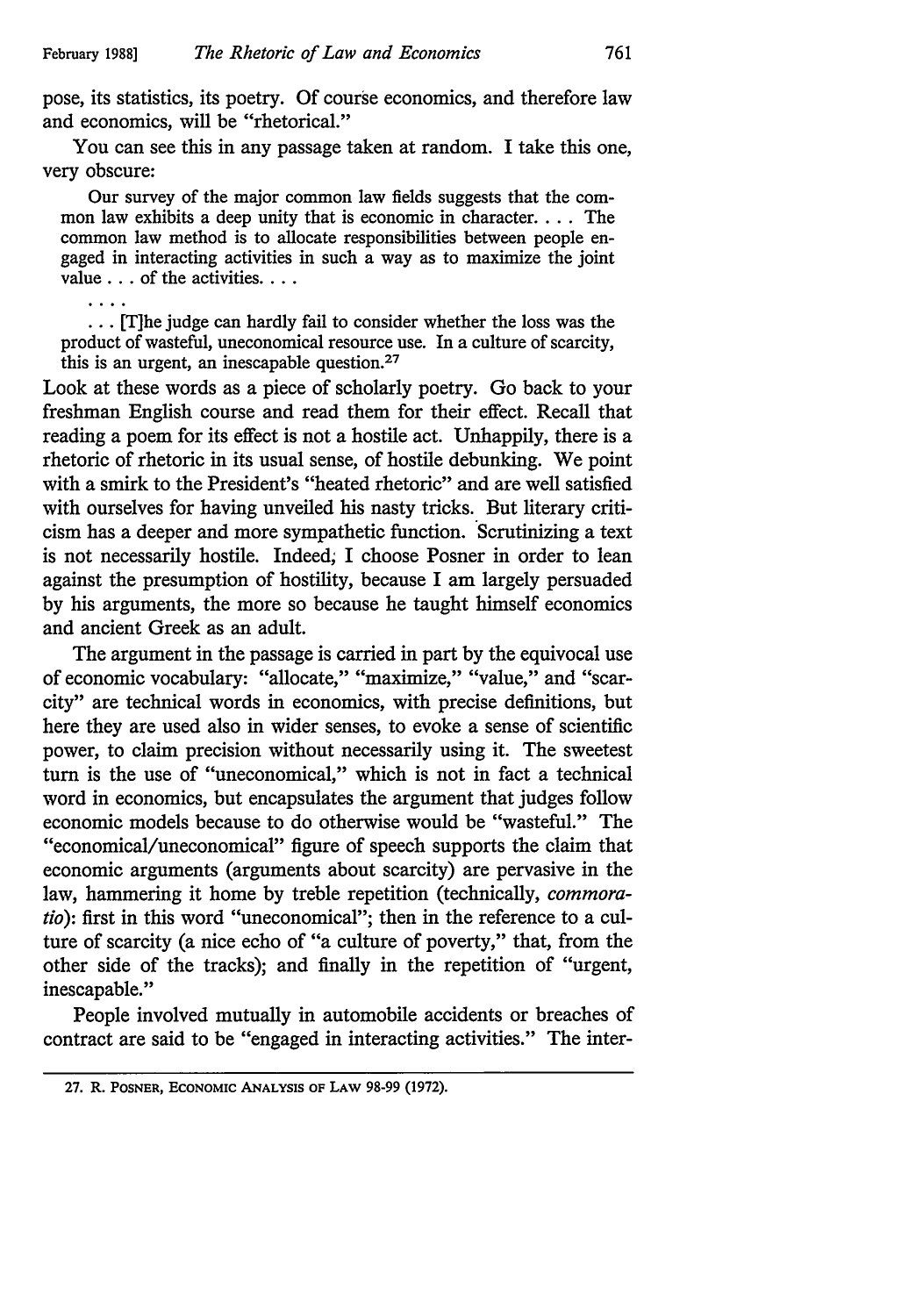pose, its statistics, its poetry. Of course economics, and therefore law and economics, will be "rhetorical."

You can see this in any passage taken at random. I take this one, very obscure:

> Our survey of the major common law fields suggests that the common law exhibits a deep unity that is economic in character. . . . The common law method is to allocate responsibilities between people engaged in interacting activities in such a way as to maximize the joint value . . . of the activities. . . .
>
> . . . .
>
> . . . [T]he judge can hardly fail to consider whether the loss was the product of wasteful, uneconomical resource use. In a culture of scarcity, this is an urgent, an inescapable question.[27]

Look at these words as a piece of scholarly poetry. Go back to your freshman English course and read them for their effect. Recall that reading a poem for its effect is not a hostile act. Unhappily, there is a rhetoric of rhetoric in its usual sense, of hostile debunking. We point with a smirk to the President's "heated rhetoric" and are well satisfied with ourselves for having unveiled his nasty tricks. But literary criticism has a deeper and more sympathetic function. Scrutinizing a text is not necessarily hostile. Indeed, I choose Posner in order to lean against the presumption of hostility, because I am largely persuaded by his arguments, the more so because he taught himself economics and ancient Greek as an adult.

The argument in the passage is carried in part by the equivocal use of economic vocabulary: "allocate," "maximize," "value," and "scarcity" are technical words in economics, with precise definitions, but here they are used also in wider senses, to evoke a sense of scientific power, to claim precision without necessarily using it. The sweetest turn is the use of "uneconomical," which is not in fact a technical word in economics, but encapsulates the argument that judges follow economic models because to do otherwise would be "wasteful." The "economical/uneconomical" figure of speech supports the claim that economic arguments (arguments about scarcity) are pervasive in the law, hammering it home by treble repetition (technically, *commoratio*): first in this word "uneconomical"; then in the reference to a culture of scarcity (a nice echo of "a culture of poverty," that, from the other side of the tracks); and finally in the repetition of "urgent, inescapable."

People involved mutually in automobile accidents or breaches of contract are said to be "engaged in interacting activities." The inter-

---

27. R. POSNER, ECONOMIC ANALYSIS OF LAW 98-99 (1972).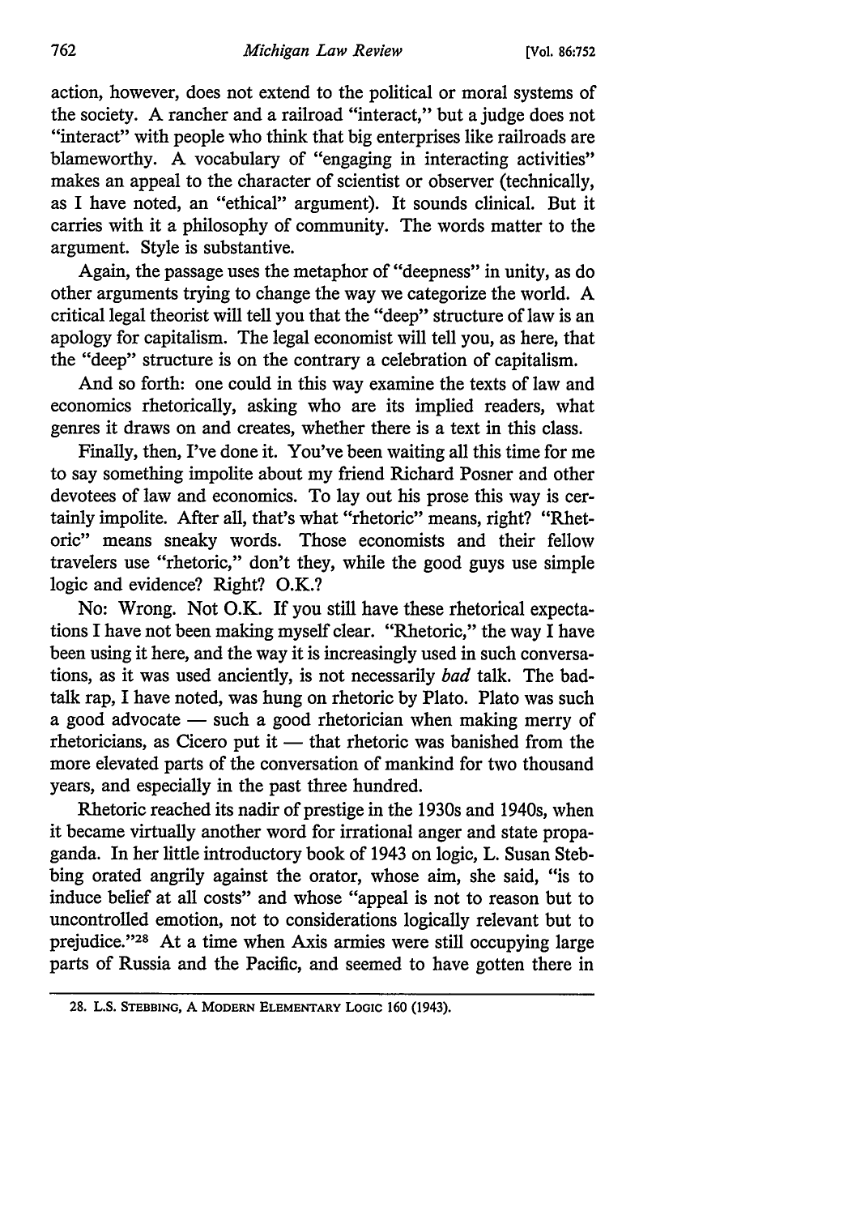action, however, does not extend to the political or moral systems of the society. A rancher and a railroad "interact," but a judge does not "interact" with people who think that big enterprises like railroads are blameworthy. A vocabulary of "engaging in interacting activities" makes an appeal to the character of scientist or observer (technically, as I have noted, an "ethical" argument). It sounds clinical. But it carries with it a philosophy of community. The words matter to the argument. Style is substantive.

Again, the passage uses the metaphor of "deepness" in unity, as do other arguments trying to change the way we categorize the world. A critical legal theorist will tell you that the "deep" structure of law is an apology for capitalism. The legal economist will tell you, as here, that the "deep" structure is on the contrary a celebration of capitalism.

And so forth: one could in this way examine the texts of law and economics rhetorically, asking who are its implied readers, what genres it draws on and creates, whether there is a text in this class.

Finally, then, I've done it. You've been waiting all this time for me to say something impolite about my friend Richard Posner and other devotees of law and economics. To lay out his prose this way is certainly impolite. After all, that's what "rhetoric" means, right? "Rhetoric" means sneaky words. Those economists and their fellow travelers use "rhetoric," don't they, while the good guys use simple logic and evidence? Right? O.K.?

No: Wrong. Not O.K. If you still have these rhetorical expectations I have not been making myself clear. "Rhetoric," the way I have been using it here, and the way it is increasingly used in such conversations, as it was used anciently, is not necessarily *bad* talk. The bad-talk rap, I have noted, was hung on rhetoric by Plato. Plato was such a good advocate — such a good rhetorician when making merry of rhetoricians, as Cicero put it — that rhetoric was banished from the more elevated parts of the conversation of mankind for two thousand years, and especially in the past three hundred.

Rhetoric reached its nadir of prestige in the 1930s and 1940s, when it became virtually another word for irrational anger and state propaganda. In her little introductory book of 1943 on logic, L. Susan Stebbing orated angrily against the orator, whose aim, she said, "is to induce belief at all costs" and whose "appeal is not to reason but to uncontrolled emotion, not to considerations logically relevant but to prejudice."[28] At a time when Axis armies were still occupying large parts of Russia and the Pacific, and seemed to have gotten there in

---

28. L.S. STEBBING, A MODERN ELEMENTARY LOGIC 160 (1943).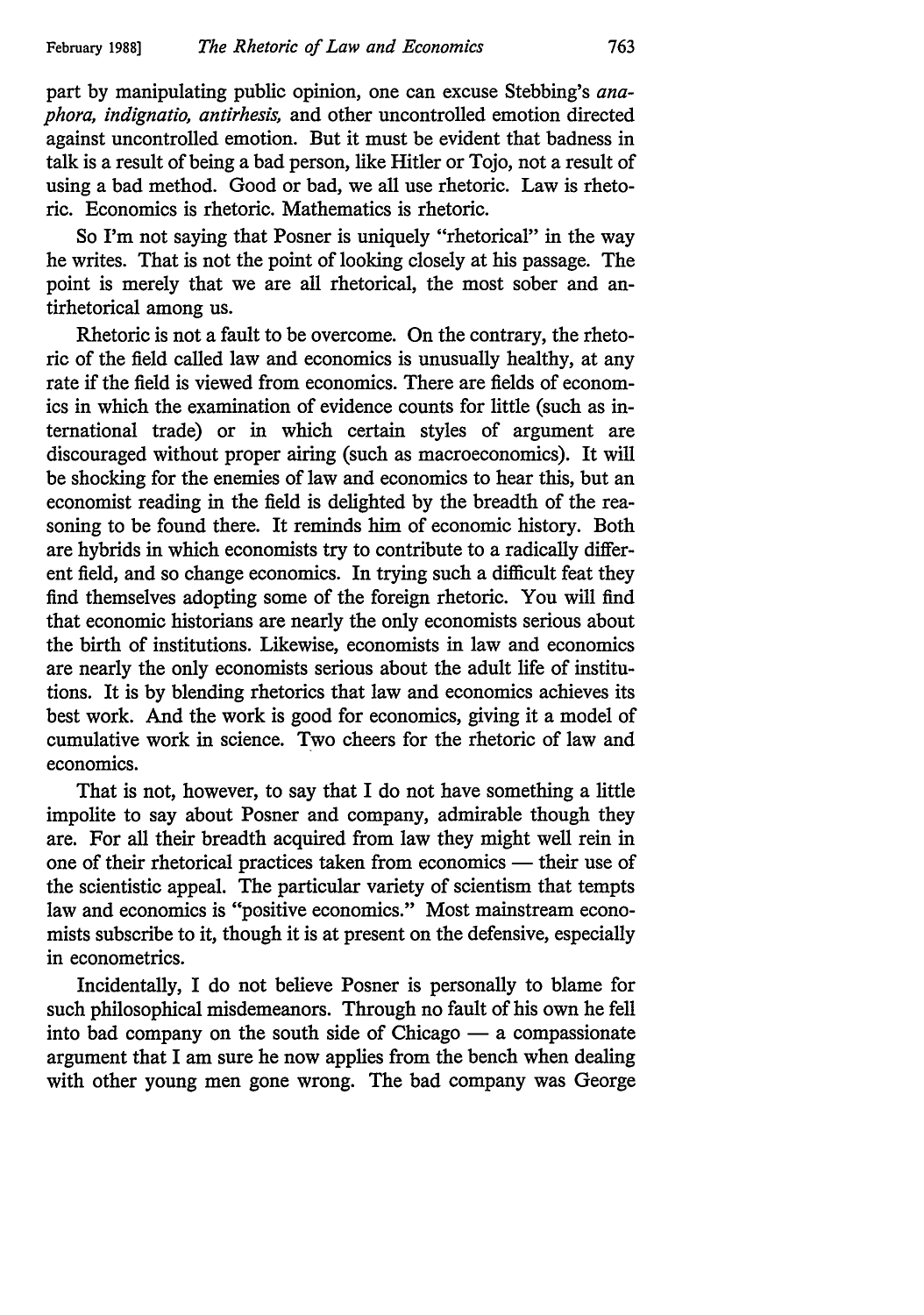part by manipulating public opinion, one can excuse Stebbing's *anaphora, indignatio, antirhesis,* and other uncontrolled emotion directed against uncontrolled emotion. But it must be evident that badness in talk is a result of being a bad person, like Hitler or Tojo, not a result of using a bad method. Good or bad, we all use rhetoric. Law is rhetoric. Economics is rhetoric. Mathematics is rhetoric.

So I'm not saying that Posner is uniquely "rhetorical" in the way he writes. That is not the point of looking closely at his passage. The point is merely that we are all rhetorical, the most sober and antirhetorical among us.

Rhetoric is not a fault to be overcome. On the contrary, the rhetoric of the field called law and economics is unusually healthy, at any rate if the field is viewed from economics. There are fields of economics in which the examination of evidence counts for little (such as international trade) or in which certain styles of argument are discouraged without proper airing (such as macroeconomics). It will be shocking for the enemies of law and economics to hear this, but an economist reading in the field is delighted by the breadth of the reasoning to be found there. It reminds him of economic history. Both are hybrids in which economists try to contribute to a radically different field, and so change economics. In trying such a difficult feat they find themselves adopting some of the foreign rhetoric. You will find that economic historians are nearly the only economists serious about the birth of institutions. Likewise, economists in law and economics are nearly the only economists serious about the adult life of institutions. It is by blending rhetorics that law and economics achieves its best work. And the work is good for economics, giving it a model of cumulative work in science. Two cheers for the rhetoric of law and economics.

That is not, however, to say that I do not have something a little impolite to say about Posner and company, admirable though they are. For all their breadth acquired from law they might well rein in one of their rhetorical practices taken from economics — their use of the scientistic appeal. The particular variety of scientism that tempts law and economics is "positive economics." Most mainstream economists subscribe to it, though it is at present on the defensive, especially in econometrics.

Incidentally, I do not believe Posner is personally to blame for such philosophical misdemeanors. Through no fault of his own he fell into bad company on the south side of Chicago — a compassionate argument that I am sure he now applies from the bench when dealing with other young men gone wrong. The bad company was George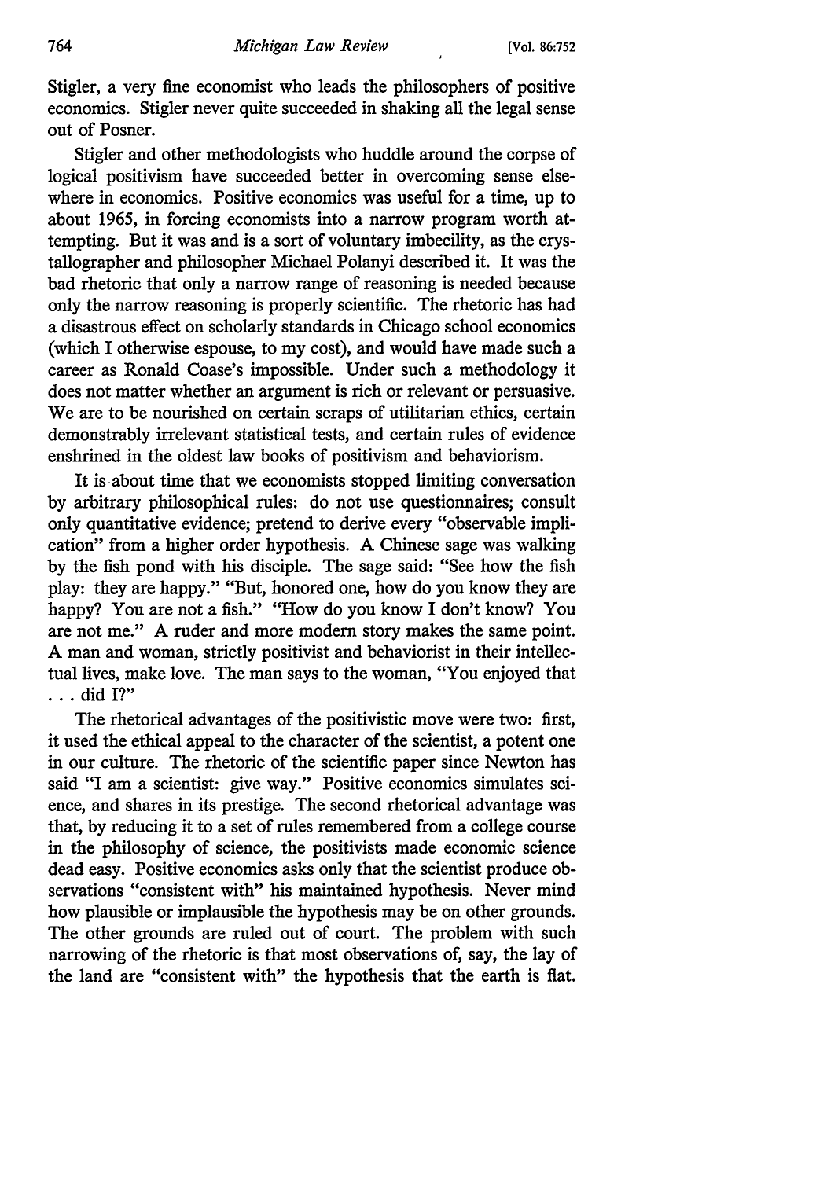Stigler, a very fine economist who leads the philosophers of positive economics. Stigler never quite succeeded in shaking all the legal sense out of Posner.

Stigler and other methodologists who huddle around the corpse of logical positivism have succeeded better in overcoming sense elsewhere in economics. Positive economics was useful for a time, up to about 1965, in forcing economists into a narrow program worth attempting. But it was and is a sort of voluntary imbecility, as the crystallographer and philosopher Michael Polanyi described it. It was the bad rhetoric that only a narrow range of reasoning is needed because only the narrow reasoning is properly scientific. The rhetoric has had a disastrous effect on scholarly standards in Chicago school economics (which I otherwise espouse, to my cost), and would have made such a career as Ronald Coase's impossible. Under such a methodology it does not matter whether an argument is rich or relevant or persuasive. We are to be nourished on certain scraps of utilitarian ethics, certain demonstrably irrelevant statistical tests, and certain rules of evidence enshrined in the oldest law books of positivism and behaviorism.

It is about time that we economists stopped limiting conversation by arbitrary philosophical rules: do not use questionnaires; consult only quantitative evidence; pretend to derive every "observable implication" from a higher order hypothesis. A Chinese sage was walking by the fish pond with his disciple. The sage said: "See how the fish play: they are happy." "But, honored one, how do you know they are happy? You are not a fish." "How do you know I don't know? You are not me." A ruder and more modern story makes the same point. A man and woman, strictly positivist and behaviorist in their intellectual lives, make love. The man says to the woman, "You enjoyed that . . . did I?"

The rhetorical advantages of the positivistic move were two: first, it used the ethical appeal to the character of the scientist, a potent one in our culture. The rhetoric of the scientific paper since Newton has said "I am a scientist: give way." Positive economics simulates science, and shares in its prestige. The second rhetorical advantage was that, by reducing it to a set of rules remembered from a college course in the philosophy of science, the positivists made economic science dead easy. Positive economics asks only that the scientist produce observations "consistent with" his maintained hypothesis. Never mind how plausible or implausible the hypothesis may be on other grounds. The other grounds are ruled out of court. The problem with such narrowing of the rhetoric is that most observations of, say, the lay of the land are "consistent with" the hypothesis that the earth is flat.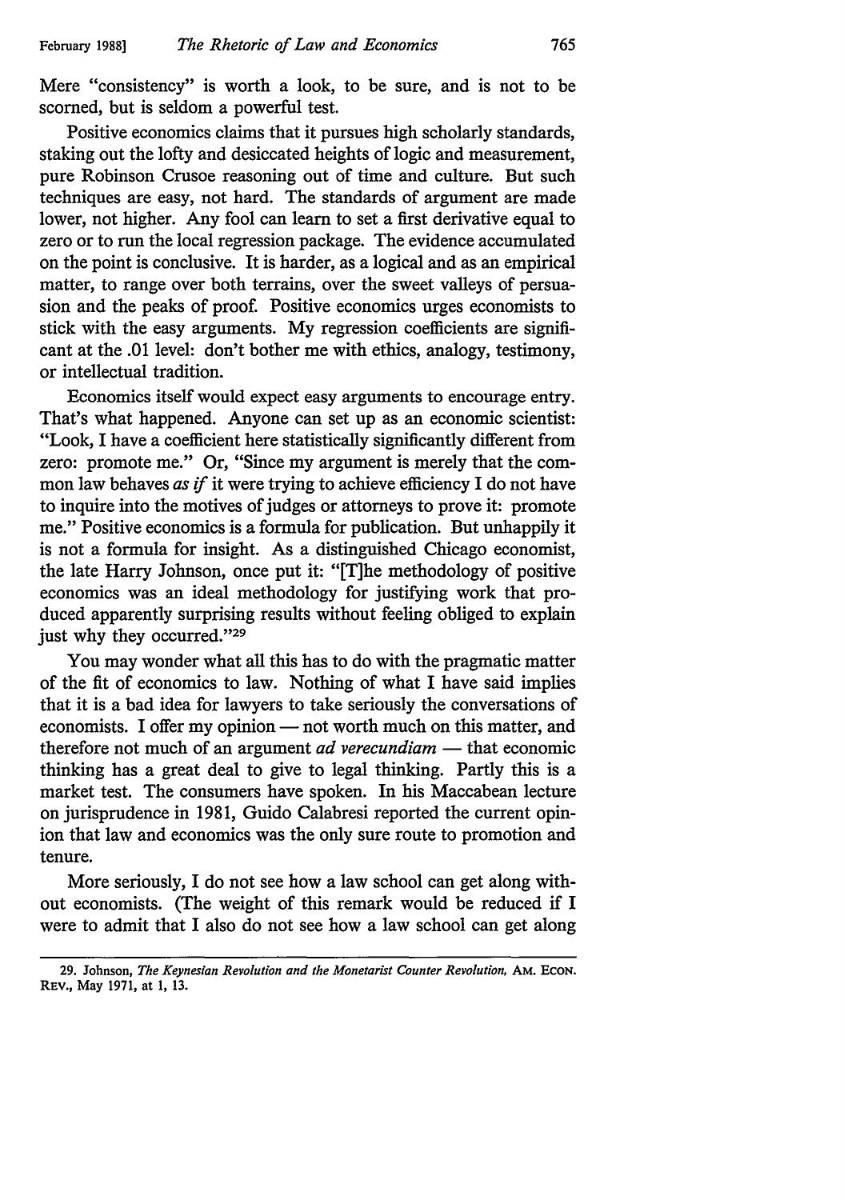Mere "consistency" is worth a look, to be sure, and is not to be scorned, but is seldom a powerful test.

Positive economics claims that it pursues high scholarly standards, staking out the lofty and desiccated heights of logic and measurement, pure Robinson Crusoe reasoning out of time and culture. But such techniques are easy, not hard. The standards of argument are made lower, not higher. Any fool can learn to set a first derivative equal to zero or to run the local regression package. The evidence accumulated on the point is conclusive. It is harder, as a logical and as an empirical matter, to range over both terrains, over the sweet valleys of persuasion and the peaks of proof. Positive economics urges economists to stick with the easy arguments. My regression coefficients are significant at the .01 level: don't bother me with ethics, analogy, testimony, or intellectual tradition.

Economics itself would expect easy arguments to encourage entry. That's what happened. Anyone can set up as an economic scientist: "Look, I have a coefficient here statistically significantly different from zero: promote me." Or, "Since my argument is merely that the common law behaves *as if* it were trying to achieve efficiency I do not have to inquire into the motives of judges or attorneys to prove it: promote me." Positive economics is a formula for publication. But unhappily it is not a formula for insight. As a distinguished Chicago economist, the late Harry Johnson, once put it: "[T]he methodology of positive economics was an ideal methodology for justifying work that produced apparently surprising results without feeling obliged to explain just why they occurred."[29]

You may wonder what all this has to do with the pragmatic matter of the fit of economics to law. Nothing of what I have said implies that it is a bad idea for lawyers to take seriously the conversations of economists. I offer my opinion — not worth much on this matter, and therefore not much of an argument *ad verecundiam* — that economic thinking has a great deal to give to legal thinking. Partly this is a market test. The consumers have spoken. In his Maccabean lecture on jurisprudence in 1981, Guido Calabresi reported the current opinion that law and economics was the only sure route to promotion and tenure.

More seriously, I do not see how a law school can get along without economists. (The weight of this remark would be reduced if I were to admit that I also do not see how a law school can get along

29. Johnson, *The Keynesian Revolution and the Monetarist Counter Revolution*, AM. ECON. REV., May 1971, at 1, 13.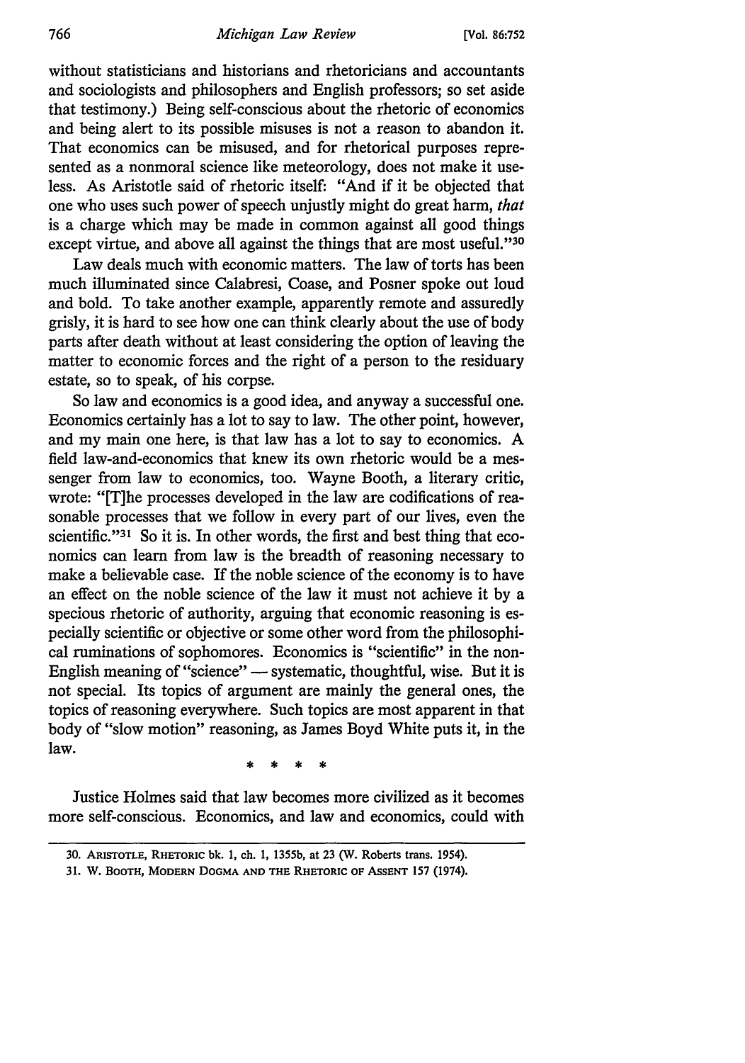without statisticians and historians and rhetoricians and accountants and sociologists and philosophers and English professors; so set aside that testimony.) Being self-conscious about the rhetoric of economics and being alert to its possible misuses is not a reason to abandon it. That economics can be misused, and for rhetorical purposes represented as a nonmoral science like meteorology, does not make it useless. As Aristotle said of rhetoric itself: "And if it be objected that one who uses such power of speech unjustly might do great harm, *that* is a charge which may be made in common against all good things except virtue, and above all against the things that are most useful."[30]

Law deals much with economic matters. The law of torts has been much illuminated since Calabresi, Coase, and Posner spoke out loud and bold. To take another example, apparently remote and assuredly grisly, it is hard to see how one can think clearly about the use of body parts after death without at least considering the option of leaving the matter to economic forces and the right of a person to the residuary estate, so to speak, of his corpse.

So law and economics is a good idea, and anyway a successful one. Economics certainly has a lot to say to law. The other point, however, and my main one here, is that law has a lot to say to economics. A field law-and-economics that knew its own rhetoric would be a messenger from law to economics, too. Wayne Booth, a literary critic, wrote: "[T]he processes developed in the law are codifications of reasonable processes that we follow in every part of our lives, even the scientific."[31] So it is. In other words, the first and best thing that economics can learn from law is the breadth of reasoning necessary to make a believable case. If the noble science of the economy is to have an effect on the noble science of the law it must not achieve it by a specious rhetoric of authority, arguing that economic reasoning is especially scientific or objective or some other word from the philosophical ruminations of sophomores. Economics is "scientific" in the non-English meaning of "science" — systematic, thoughtful, wise. But it is not special. Its topics of argument are mainly the general ones, the topics of reasoning everywhere. Such topics are most apparent in that body of "slow motion" reasoning, as James Boyd White puts it, in the law.

\* \* \* \*

Justice Holmes said that law becomes more civilized as it becomes more self-conscious. Economics, and law and economics, could with

---

30. ARISTOTLE, RHETORIC bk. 1, ch. 1, 1355b, at 23 (W. Roberts trans. 1954).

31. W. BOOTH, MODERN DOGMA AND THE RHETORIC OF ASSENT 157 (1974).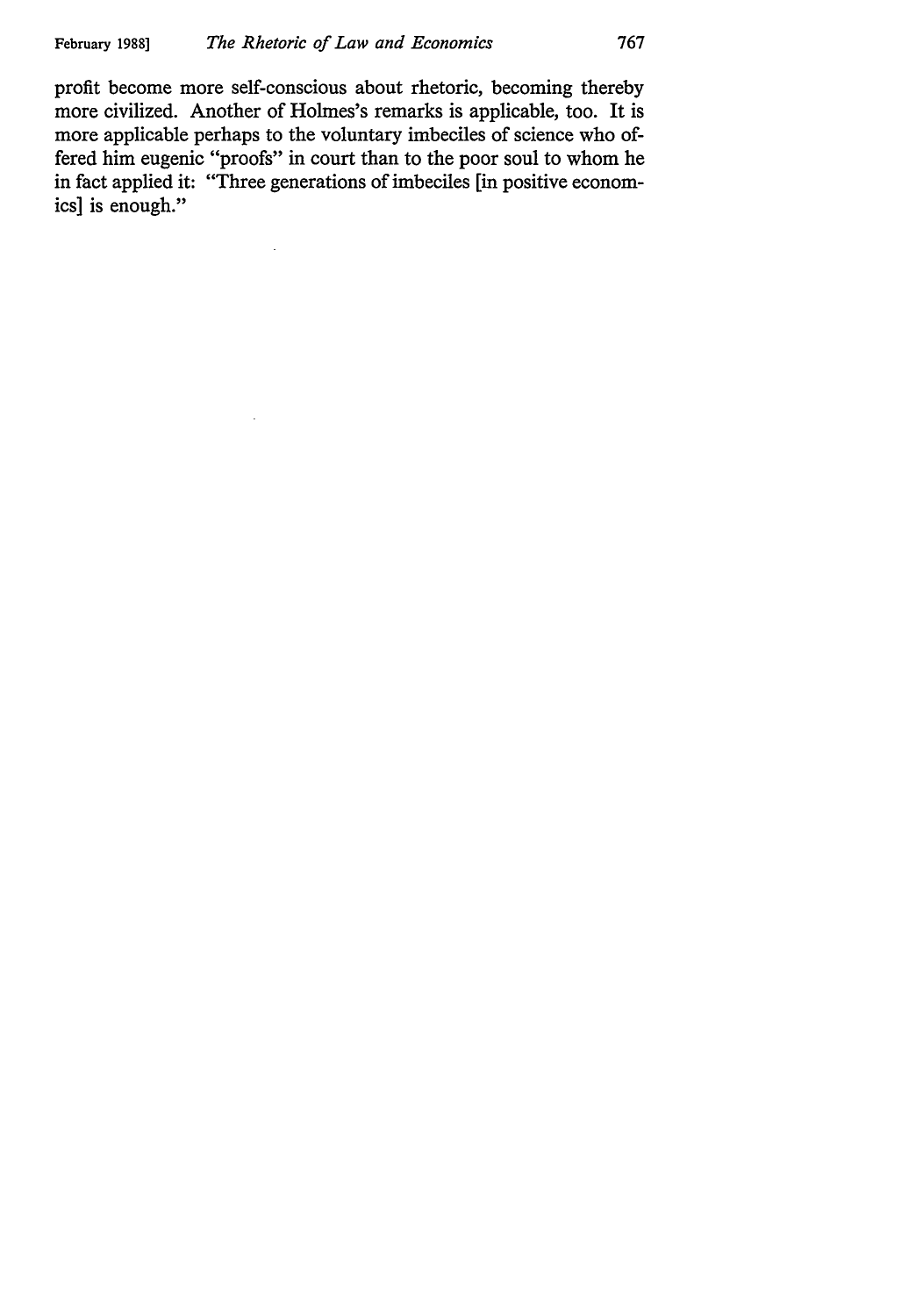profit become more self-conscious about rhetoric, becoming thereby more civilized. Another of Holmes's remarks is applicable, too. It is more applicable perhaps to the voluntary imbeciles of science who offered him eugenic "proofs" in court than to the poor soul to whom he in fact applied it: "Three generations of imbeciles [in positive economics] is enough."